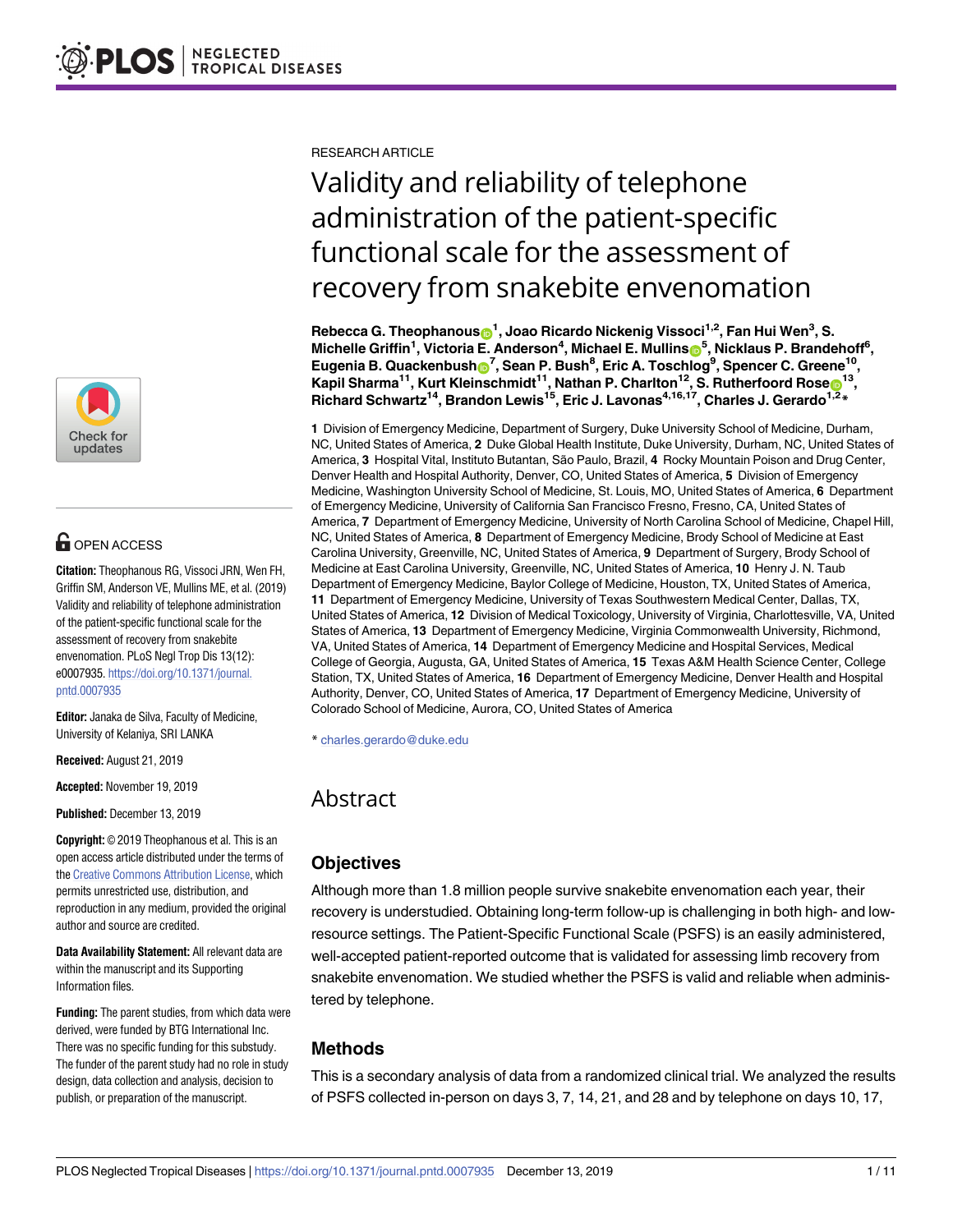RESEARCH ARTICLE

# Validity and reliability of telephone administration of the patient-specific functional scale for the assessment of recovery from snakebite envenomation

**Rebecca G. Theophanous[1], Joao Ricardo Nickenig Vissoci[1,2], Fan Hui Wen[3], S. Michelle Griffin[1], Victoria E. Anderson[4], Michael E. Mullins[5], Nicklaus P. Brandehoff[6], Eugenia B. Quackenbush[7], Sean P. Bush[8], Eric A. Toschlog[9], Spencer C. Greene[10], Kapil Sharma[11], Kurt Kleinschmidt[11], Nathan P. Charlton[12], S. Rutherfoord Rose[13], Richard Schwartz[14], Brandon Lewis[15], Eric J. Lavonas[4,16,17], Charles J. Gerardo[1,2]***

**1** Division of Emergency Medicine, Department of Surgery, Duke University School of Medicine, Durham, NC, United States of America, **2** Duke Global Health Institute, Duke University, Durham, NC, United States of America, **3** Hospital Vital, Instituto Butantan, São Paulo, Brazil, **4** Rocky Mountain Poison and Drug Center, Denver Health and Hospital Authority, Denver, CO, United States of America, **5** Division of Emergency Medicine, Washington University School of Medicine, St. Louis, MO, United States of America, **6** Department of Emergency Medicine, University of California San Francisco Fresno, Fresno, CA, United States of America, **7** Department of Emergency Medicine, University of North Carolina School of Medicine, Chapel Hill, NC, United States of America, **8** Department of Emergency Medicine, Brody School of Medicine at East Carolina University, Greenville, NC, United States of America, **9** Department of Surgery, Brody School of Medicine at East Carolina University, Greenville, NC, United States of America, **10** Henry J. N. Taub Department of Emergency Medicine, Baylor College of Medicine, Houston, TX, United States of America, **11** Department of Emergency Medicine, University of Texas Southwestern Medical Center, Dallas, TX, United States of America, **12** Division of Medical Toxicology, University of Virginia, Charlottesville, VA, United States of America, **13** Department of Emergency Medicine, Virginia Commonwealth University, Richmond, VA, United States of America, **14** Department of Emergency Medicine and Hospital Services, Medical College of Georgia, Augusta, GA, United States of America, **15** Texas A&M Health Science Center, College Station, TX, United States of America, **16** Department of Emergency Medicine, Denver Health and Hospital Authority, Denver, CO, United States of America, **17** Department of Emergency Medicine, University of Colorado School of Medicine, Aurora, CO, United States of America

* charles.gerardo@duke.edu

OPEN ACCESS

**Citation:** Theophanous RG, Vissoci JRN, Wen FH, Griffin SM, Anderson VE, Mullins ME, et al. (2019) Validity and reliability of telephone administration of the patient-specific functional scale for the assessment of recovery from snakebite envenomation. PLoS Negl Trop Dis 13(12): e0007935. https://doi.org/10.1371/journal.pntd.0007935

**Editor:** Janaka de Silva, Faculty of Medicine, University of Kelaniya, SRI LANKA

**Received:** August 21, 2019

**Accepted:** November 19, 2019

**Published:** December 13, 2019

**Copyright:** © 2019 Theophanous et al. This is an open access article distributed under the terms of the Creative Commons Attribution License, which permits unrestricted use, distribution, and reproduction in any medium, provided the original author and source are credited.

**Data Availability Statement:** All relevant data are within the manuscript and its Supporting Information files.

**Funding:** The parent studies, from which data were derived, were funded by BTG International Inc. There was no specific funding for this substudy. The funder of the parent study had no role in study design, data collection and analysis, decision to publish, or preparation of the manuscript.

## Abstract

### Objectives

Although more than 1.8 million people survive snakebite envenomation each year, their recovery is understudied. Obtaining long-term follow-up is challenging in both high- and low-resource settings. The Patient-Specific Functional Scale (PSFS) is an easily administered, well-accepted patient-reported outcome that is validated for assessing limb recovery from snakebite envenomation. We studied whether the PSFS is valid and reliable when administered by telephone.

### Methods

This is a secondary analysis of data from a randomized clinical trial. We analyzed the results of PSFS collected in-person on days 3, 7, 14, 21, and 28 and by telephone on days 10, 17,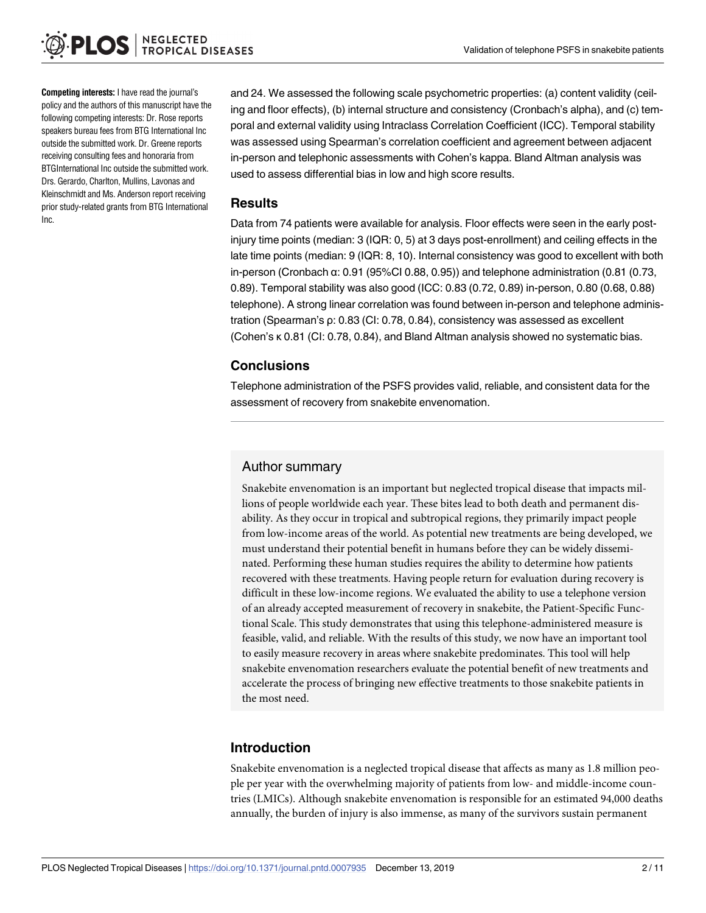**Competing interests:** I have read the journal's policy and the authors of this manuscript have the following competing interests: Dr. Rose reports speakers bureau fees from BTG International Inc outside the submitted work. Dr. Greene reports receiving consulting fees and honoraria from BTGInternational Inc outside the submitted work. Drs. Gerardo, Charlton, Mullins, Lavonas and Kleinschmidt and Ms. Anderson report receiving prior study-related grants from BTG International Inc.

and 24. We assessed the following scale psychometric properties: (a) content validity (ceiling and floor effects), (b) internal structure and consistency (Cronbach's alpha), and (c) temporal and external validity using Intraclass Correlation Coefficient (ICC). Temporal stability was assessed using Spearman's correlation coefficient and agreement between adjacent in-person and telephonic assessments with Cohen's kappa. Bland Altman analysis was used to assess differential bias in low and high score results.

## Results

Data from 74 patients were available for analysis. Floor effects were seen in the early post-injury time points (median: 3 (IQR: 0, 5) at 3 days post-enrollment) and ceiling effects in the late time points (median: 9 (IQR: 8, 10). Internal consistency was good to excellent with both in-person (Cronbach α: 0.91 (95%CI 0.88, 0.95)) and telephone administration (0.81 (0.73, 0.89). Temporal stability was also good (ICC: 0.83 (0.72, 0.89) in-person, 0.80 (0.68, 0.88) telephone). A strong linear correlation was found between in-person and telephone administration (Spearman's ρ: 0.83 (CI: 0.78, 0.84), consistency was assessed as excellent (Cohen's κ 0.81 (CI: 0.78, 0.84), and Bland Altman analysis showed no systematic bias.

## Conclusions

Telephone administration of the PSFS provides valid, reliable, and consistent data for the assessment of recovery from snakebite envenomation.

## Author summary

Snakebite envenomation is an important but neglected tropical disease that impacts millions of people worldwide each year. These bites lead to both death and permanent disability. As they occur in tropical and subtropical regions, they primarily impact people from low-income areas of the world. As potential new treatments are being developed, we must understand their potential benefit in humans before they can be widely disseminated. Performing these human studies requires the ability to determine how patients recovered with these treatments. Having people return for evaluation during recovery is difficult in these low-income regions. We evaluated the ability to use a telephone version of an already accepted measurement of recovery in snakebite, the Patient-Specific Functional Scale. This study demonstrates that using this telephone-administered measure is feasible, valid, and reliable. With the results of this study, we now have an important tool to easily measure recovery in areas where snakebite predominates. This tool will help snakebite envenomation researchers evaluate the potential benefit of new treatments and accelerate the process of bringing new effective treatments to those snakebite patients in the most need.

## Introduction

Snakebite envenomation is a neglected tropical disease that affects as many as 1.8 million people per year with the overwhelming majority of patients from low- and middle-income countries (LMICs). Although snakebite envenomation is responsible for an estimated 94,000 deaths annually, the burden of injury is also immense, as many of the survivors sustain permanent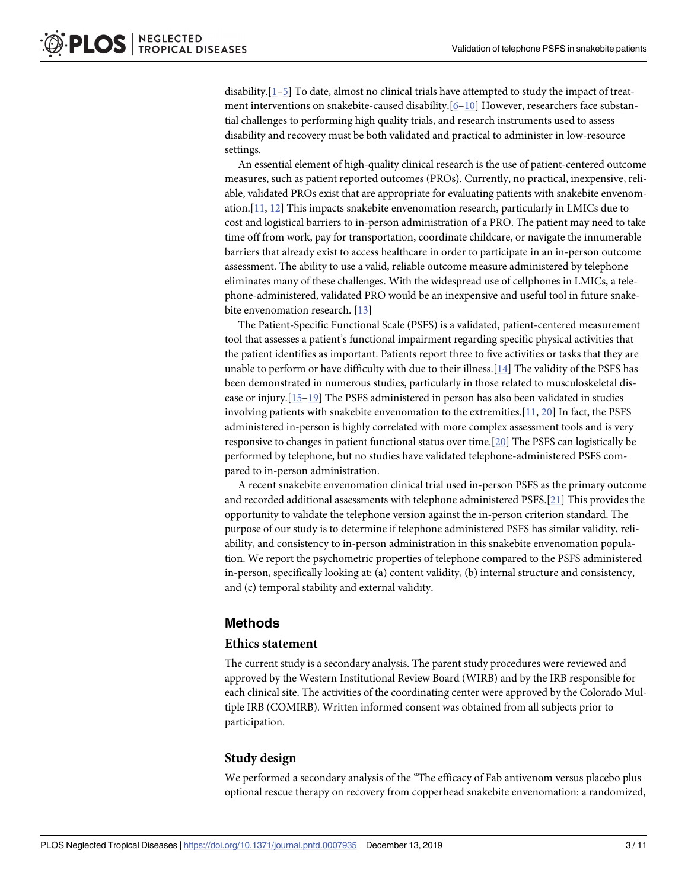disability.[1–5] To date, almost no clinical trials have attempted to study the impact of treatment interventions on snakebite-caused disability.[6–10] However, researchers face substantial challenges to performing high quality trials, and research instruments used to assess disability and recovery must be both validated and practical to administer in low-resource settings.

An essential element of high-quality clinical research is the use of patient-centered outcome measures, such as patient reported outcomes (PROs). Currently, no practical, inexpensive, reliable, validated PROs exist that are appropriate for evaluating patients with snakebite envenomation.[11, 12] This impacts snakebite envenomation research, particularly in LMICs due to cost and logistical barriers to in-person administration of a PRO. The patient may need to take time off from work, pay for transportation, coordinate childcare, or navigate the innumerable barriers that already exist to access healthcare in order to participate in an in-person outcome assessment. The ability to use a valid, reliable outcome measure administered by telephone eliminates many of these challenges. With the widespread use of cellphones in LMICs, a telephone-administered, validated PRO would be an inexpensive and useful tool in future snakebite envenomation research. [13]

The Patient-Specific Functional Scale (PSFS) is a validated, patient-centered measurement tool that assesses a patient's functional impairment regarding specific physical activities that the patient identifies as important. Patients report three to five activities or tasks that they are unable to perform or have difficulty with due to their illness.[14] The validity of the PSFS has been demonstrated in numerous studies, particularly in those related to musculoskeletal disease or injury.[15–19] The PSFS administered in person has also been validated in studies involving patients with snakebite envenomation to the extremities.[11, 20] In fact, the PSFS administered in-person is highly correlated with more complex assessment tools and is very responsive to changes in patient functional status over time.[20] The PSFS can logistically be performed by telephone, but no studies have validated telephone-administered PSFS compared to in-person administration.

A recent snakebite envenomation clinical trial used in-person PSFS as the primary outcome and recorded additional assessments with telephone administered PSFS.[21] This provides the opportunity to validate the telephone version against the in-person criterion standard. The purpose of our study is to determine if telephone administered PSFS has similar validity, reliability, and consistency to in-person administration in this snakebite envenomation population. We report the psychometric properties of telephone compared to the PSFS administered in-person, specifically looking at: (a) content validity, (b) internal structure and consistency, and (c) temporal stability and external validity.

## Methods

### Ethics statement

The current study is a secondary analysis. The parent study procedures were reviewed and approved by the Western Institutional Review Board (WIRB) and by the IRB responsible for each clinical site. The activities of the coordinating center were approved by the Colorado Multiple IRB (COMIRB). Written informed consent was obtained from all subjects prior to participation.

### Study design

We performed a secondary analysis of the "The efficacy of Fab antivenom versus placebo plus optional rescue therapy on recovery from copperhead snakebite envenomation: a randomized,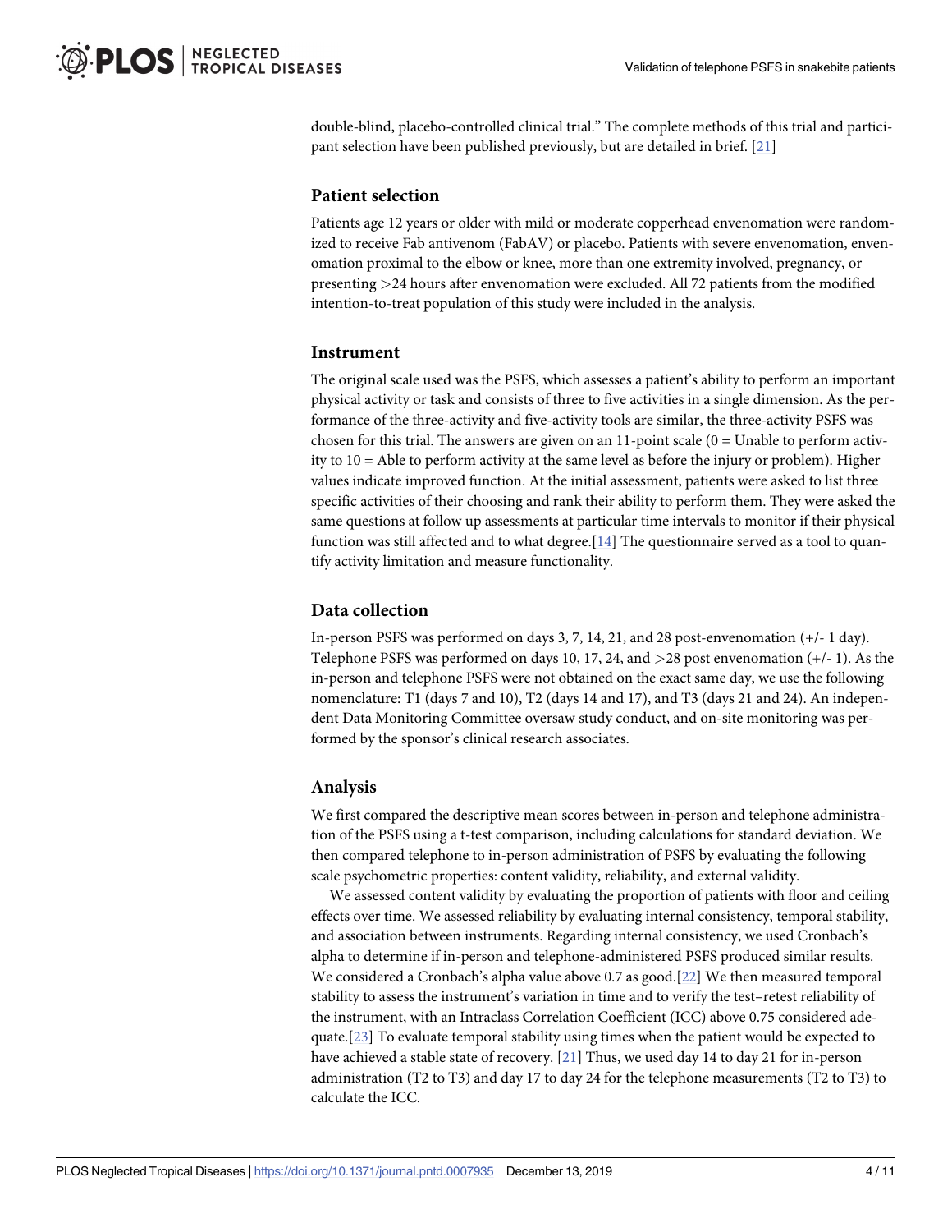double-blind, placebo-controlled clinical trial." The complete methods of this trial and participant selection have been published previously, but are detailed in brief. [21]

## Patient selection

Patients age 12 years or older with mild or moderate copperhead envenomation were randomized to receive Fab antivenom (FabAV) or placebo. Patients with severe envenomation, envenomation proximal to the elbow or knee, more than one extremity involved, pregnancy, or presenting >24 hours after envenomation were excluded. All 72 patients from the modified intention-to-treat population of this study were included in the analysis.

## Instrument

The original scale used was the PSFS, which assesses a patient's ability to perform an important physical activity or task and consists of three to five activities in a single dimension. As the performance of the three-activity and five-activity tools are similar, the three-activity PSFS was chosen for this trial. The answers are given on an 11-point scale (0 = Unable to perform activity to 10 = Able to perform activity at the same level as before the injury or problem). Higher values indicate improved function. At the initial assessment, patients were asked to list three specific activities of their choosing and rank their ability to perform them. They were asked the same questions at follow up assessments at particular time intervals to monitor if their physical function was still affected and to what degree.[14] The questionnaire served as a tool to quantify activity limitation and measure functionality.

## Data collection

In-person PSFS was performed on days 3, 7, 14, 21, and 28 post-envenomation (+/- 1 day). Telephone PSFS was performed on days 10, 17, 24, and >28 post envenomation (+/- 1). As the in-person and telephone PSFS were not obtained on the exact same day, we use the following nomenclature: T1 (days 7 and 10), T2 (days 14 and 17), and T3 (days 21 and 24). An independent Data Monitoring Committee oversaw study conduct, and on-site monitoring was performed by the sponsor's clinical research associates.

## Analysis

We first compared the descriptive mean scores between in-person and telephone administration of the PSFS using a t-test comparison, including calculations for standard deviation. We then compared telephone to in-person administration of PSFS by evaluating the following scale psychometric properties: content validity, reliability, and external validity.

We assessed content validity by evaluating the proportion of patients with floor and ceiling effects over time. We assessed reliability by evaluating internal consistency, temporal stability, and association between instruments. Regarding internal consistency, we used Cronbach's alpha to determine if in-person and telephone-administered PSFS produced similar results. We considered a Cronbach's alpha value above 0.7 as good.[22] We then measured temporal stability to assess the instrument's variation in time and to verify the test–retest reliability of the instrument, with an Intraclass Correlation Coefficient (ICC) above 0.75 considered adequate.[23] To evaluate temporal stability using times when the patient would be expected to have achieved a stable state of recovery. [21] Thus, we used day 14 to day 21 for in-person administration (T2 to T3) and day 17 to day 24 for the telephone measurements (T2 to T3) to calculate the ICC.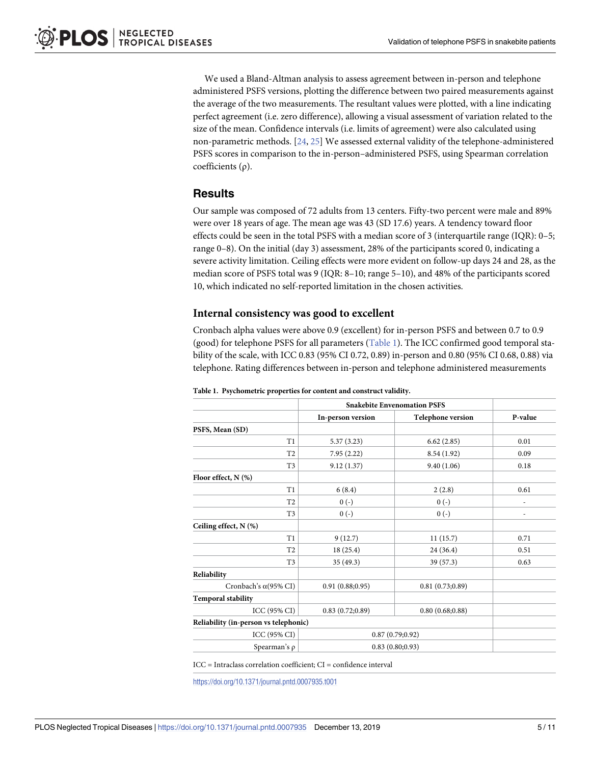We used a Bland-Altman analysis to assess agreement between in-person and telephone administered PSFS versions, plotting the difference between two paired measurements against the average of the two measurements. The resultant values were plotted, with a line indicating perfect agreement (i.e. zero difference), allowing a visual assessment of variation related to the size of the mean. Confidence intervals (i.e. limits of agreement) were also calculated using non-parametric methods. [24, 25] We assessed external validity of the telephone-administered PSFS scores in comparison to the in-person–administered PSFS, using Spearman correlation coefficients (ρ).

## Results

Our sample was composed of 72 adults from 13 centers. Fifty-two percent were male and 89% were over 18 years of age. The mean age was 43 (SD 17.6) years. A tendency toward floor effects could be seen in the total PSFS with a median score of 3 (interquartile range (IQR): 0–5; range 0–8). On the initial (day 3) assessment, 28% of the participants scored 0, indicating a severe activity limitation. Ceiling effects were more evident on follow-up days 24 and 28, as the median score of PSFS total was 9 (IQR: 8–10; range 5–10), and 48% of the participants scored 10, which indicated no self-reported limitation in the chosen activities.

### Internal consistency was good to excellent

Cronbach alpha values were above 0.9 (excellent) for in-person PSFS and between 0.7 to 0.9 (good) for telephone PSFS for all parameters (Table 1). The ICC confirmed good temporal stability of the scale, with ICC 0.83 (95% CI 0.72, 0.89) in-person and 0.80 (95% CI 0.68, 0.88) via telephone. Rating differences between in-person and telephone administered measurements

**Table 1. Psychometric properties for content and construct validity.**

| | Snakebite Envenomation PSFS | | |
|---|---|---|---|
| | In-person version | Telephone version | P-value |
| **PSFS, Mean (SD)** | | | |
| T1 | 5.37 (3.23) | 6.62 (2.85) | 0.01 |
| T2 | 7.95 (2.22) | 8.54 (1.92) | 0.09 |
| T3 | 9.12 (1.37) | 9.40 (1.06) | 0.18 |
| **Floor effect, N (%)** | | | |
| T1 | 6 (8.4) | 2 (2.8) | 0.61 |
| T2 | 0 (-) | 0 (-) | - |
| T3 | 0 (-) | 0 (-) | - |
| **Ceiling effect, N (%)** | | | |
| T1 | 9 (12.7) | 11 (15.7) | 0.71 |
| T2 | 18 (25.4) | 24 (36.4) | 0.51 |
| T3 | 35 (49.3) | 39 (57.3) | 0.63 |
| **Reliability** | | | |
| Cronbach's α(95% CI) | 0.91 (0.88;0.95) | 0.81 (0.73;0.89) | |
| **Temporal stability** | | | |
| ICC (95% CI) | 0.83 (0.72;0.89) | 0.80 (0.68;0.88) | |
| **Reliability (in-person vs telephonic)** | | | |
| ICC (95% CI) | 0.87 (0.79;0.92) | | |
| Spearman's ρ | 0.83 (0.80;0.93) | | |

ICC = Intraclass correlation coefficient; CI = confidence interval

https://doi.org/10.1371/journal.pntd.0007935.t001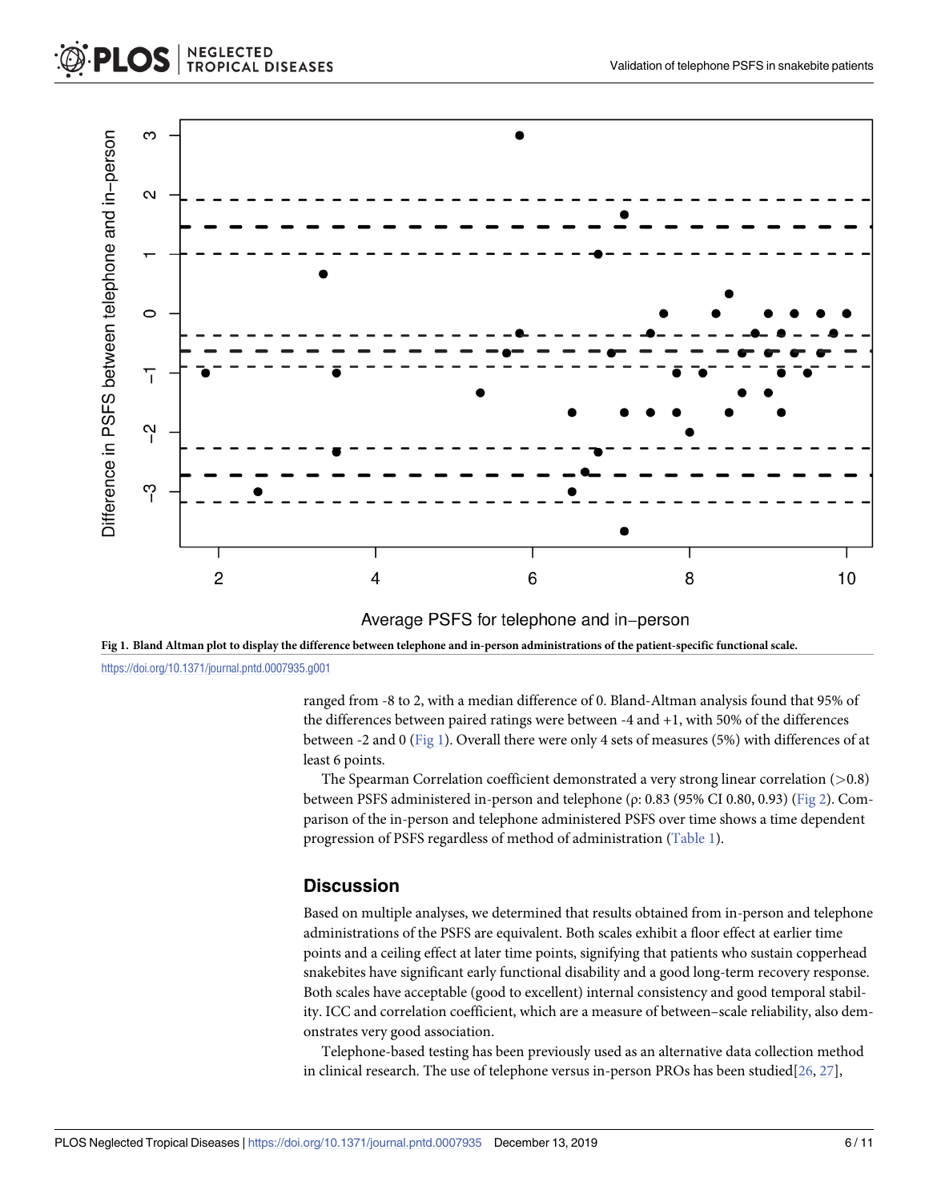Fig 1. Bland Altman plot to display the difference between telephone and in-person administrations of the patient-specific functional scale.

https://doi.org/10.1371/journal.pntd.0007935.g001

ranged from -8 to 2, with a median difference of 0. Bland-Altman analysis found that 95% of the differences between paired ratings were between -4 and +1, with 50% of the differences between -2 and 0 (Fig 1). Overall there were only 4 sets of measures (5%) with differences of at least 6 points.

The Spearman Correlation coefficient demonstrated a very strong linear correlation (>0.8) between PSFS administered in-person and telephone (ρ: 0.83 (95% CI 0.80, 0.93) (Fig 2). Comparison of the in-person and telephone administered PSFS over time shows a time dependent progression of PSFS regardless of method of administration (Table 1).

## Discussion

Based on multiple analyses, we determined that results obtained from in-person and telephone administrations of the PSFS are equivalent. Both scales exhibit a floor effect at earlier time points and a ceiling effect at later time points, signifying that patients who sustain copperhead snakebites have significant early functional disability and a good long-term recovery response. Both scales have acceptable (good to excellent) internal consistency and good temporal stability. ICC and correlation coefficient, which are a measure of between–scale reliability, also demonstrates very good association.

Telephone-based testing has been previously used as an alternative data collection method in clinical research. The use of telephone versus in-person PROs has been studied[26, 27],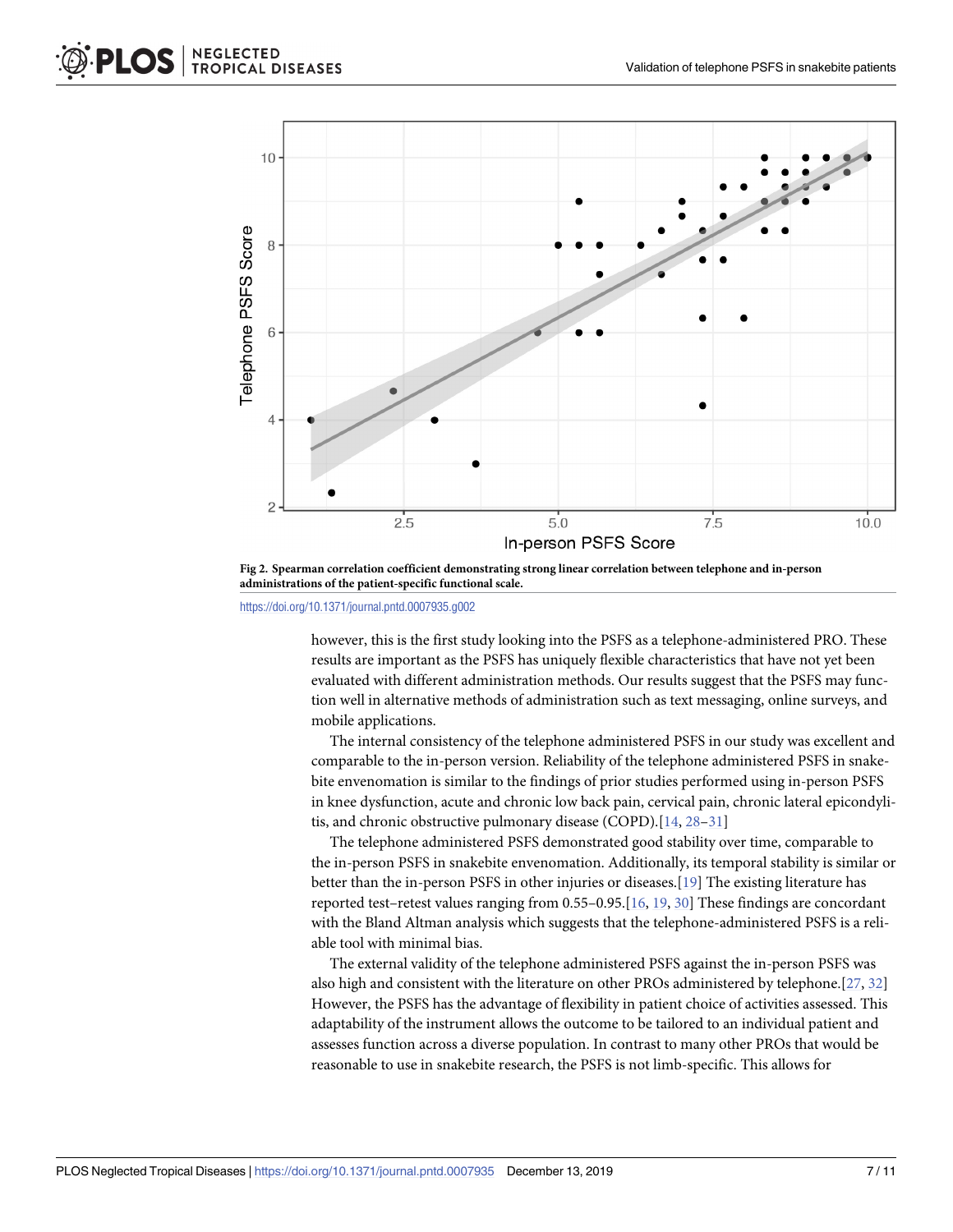Fig 2. Spearman correlation coefficient demonstrating strong linear correlation between telephone and in-person administrations of the patient-specific functional scale.

https://doi.org/10.1371/journal.pntd.0007935.g002

however, this is the first study looking into the PSFS as a telephone-administered PRO. These results are important as the PSFS has uniquely flexible characteristics that have not yet been evaluated with different administration methods. Our results suggest that the PSFS may function well in alternative methods of administration such as text messaging, online surveys, and mobile applications.

The internal consistency of the telephone administered PSFS in our study was excellent and comparable to the in-person version. Reliability of the telephone administered PSFS in snakebite envenomation is similar to the findings of prior studies performed using in-person PSFS in knee dysfunction, acute and chronic low back pain, cervical pain, chronic lateral epicondylitis, and chronic obstructive pulmonary disease (COPD).[14, 28–31]

The telephone administered PSFS demonstrated good stability over time, comparable to the in-person PSFS in snakebite envenomation. Additionally, its temporal stability is similar or better than the in-person PSFS in other injuries or diseases.[19] The existing literature has reported test–retest values ranging from 0.55–0.95.[16, 19, 30] These findings are concordant with the Bland Altman analysis which suggests that the telephone-administered PSFS is a reliable tool with minimal bias.

The external validity of the telephone administered PSFS against the in-person PSFS was also high and consistent with the literature on other PROs administered by telephone.[27, 32] However, the PSFS has the advantage of flexibility in patient choice of activities assessed. This adaptability of the instrument allows the outcome to be tailored to an individual patient and assesses function across a diverse population. In contrast to many other PROs that would be reasonable to use in snakebite research, the PSFS is not limb-specific. This allows for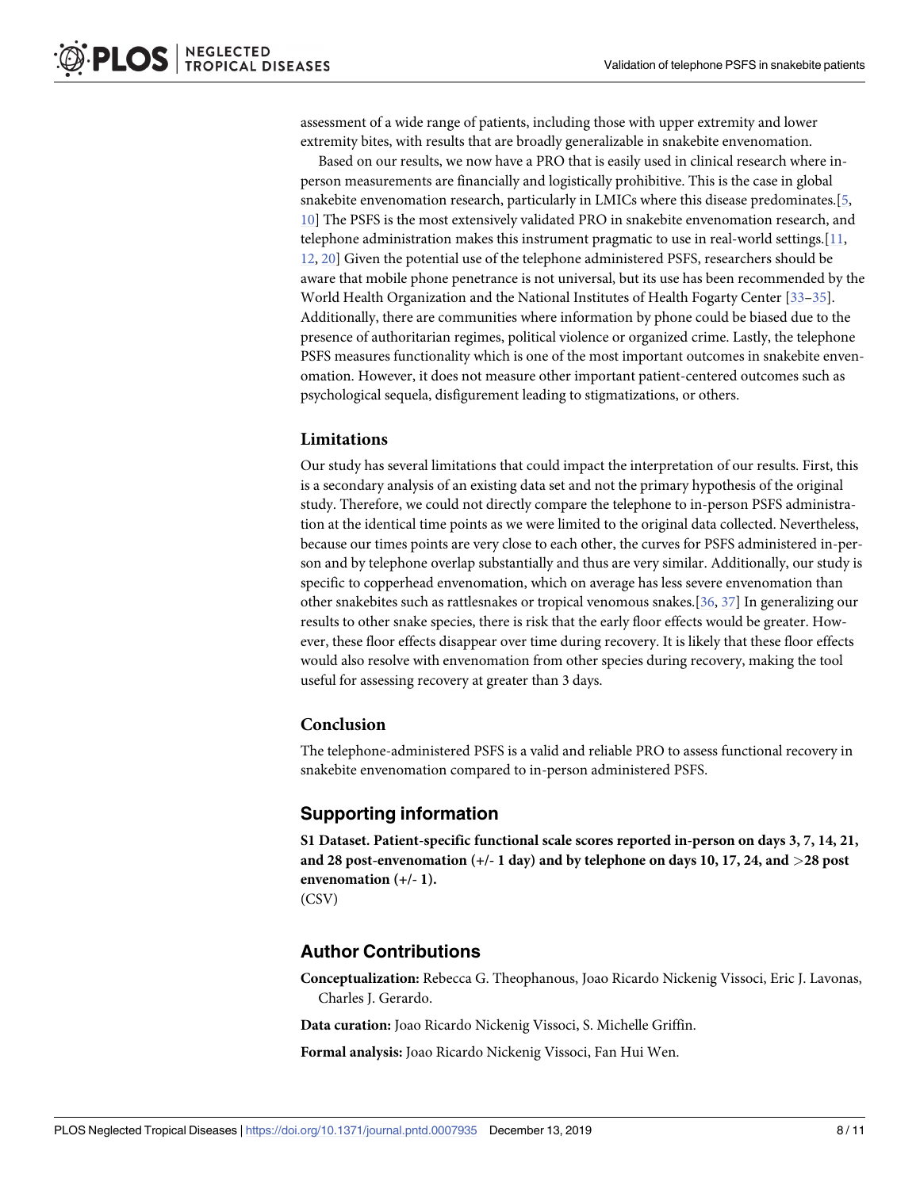assessment of a wide range of patients, including those with upper extremity and lower extremity bites, with results that are broadly generalizable in snakebite envenomation.

Based on our results, we now have a PRO that is easily used in clinical research where in-person measurements are financially and logistically prohibitive. This is the case in global snakebite envenomation research, particularly in LMICs where this disease predominates.[5, 10] The PSFS is the most extensively validated PRO in snakebite envenomation research, and telephone administration makes this instrument pragmatic to use in real-world settings.[11, 12, 20] Given the potential use of the telephone administered PSFS, researchers should be aware that mobile phone penetrance is not universal, but its use has been recommended by the World Health Organization and the National Institutes of Health Fogarty Center [33–35]. Additionally, there are communities where information by phone could be biased due to the presence of authoritarian regimes, political violence or organized crime. Lastly, the telephone PSFS measures functionality which is one of the most important outcomes in snakebite envenomation. However, it does not measure other important patient-centered outcomes such as psychological sequela, disfigurement leading to stigmatizations, or others.

### Limitations

Our study has several limitations that could impact the interpretation of our results. First, this is a secondary analysis of an existing data set and not the primary hypothesis of the original study. Therefore, we could not directly compare the telephone to in-person PSFS administration at the identical time points as we were limited to the original data collected. Nevertheless, because our times points are very close to each other, the curves for PSFS administered in-person and by telephone overlap substantially and thus are very similar. Additionally, our study is specific to copperhead envenomation, which on average has less severe envenomation than other snakebites such as rattlesnakes or tropical venomous snakes.[36, 37] In generalizing our results to other snake species, there is risk that the early floor effects would be greater. However, these floor effects disappear over time during recovery. It is likely that these floor effects would also resolve with envenomation from other species during recovery, making the tool useful for assessing recovery at greater than 3 days.

### Conclusion

The telephone-administered PSFS is a valid and reliable PRO to assess functional recovery in snakebite envenomation compared to in-person administered PSFS.

## Supporting information

**S1 Dataset. Patient-specific functional scale scores reported in-person on days 3, 7, 14, 21, and 28 post-envenomation (+/- 1 day) and by telephone on days 10, 17, 24, and >28 post envenomation (+/- 1).**
(CSV)

## Author Contributions

**Conceptualization:** Rebecca G. Theophanous, Joao Ricardo Nickenig Vissoci, Eric J. Lavonas, Charles J. Gerardo.

**Data curation:** Joao Ricardo Nickenig Vissoci, S. Michelle Griffin.

**Formal analysis:** Joao Ricardo Nickenig Vissoci, Fan Hui Wen.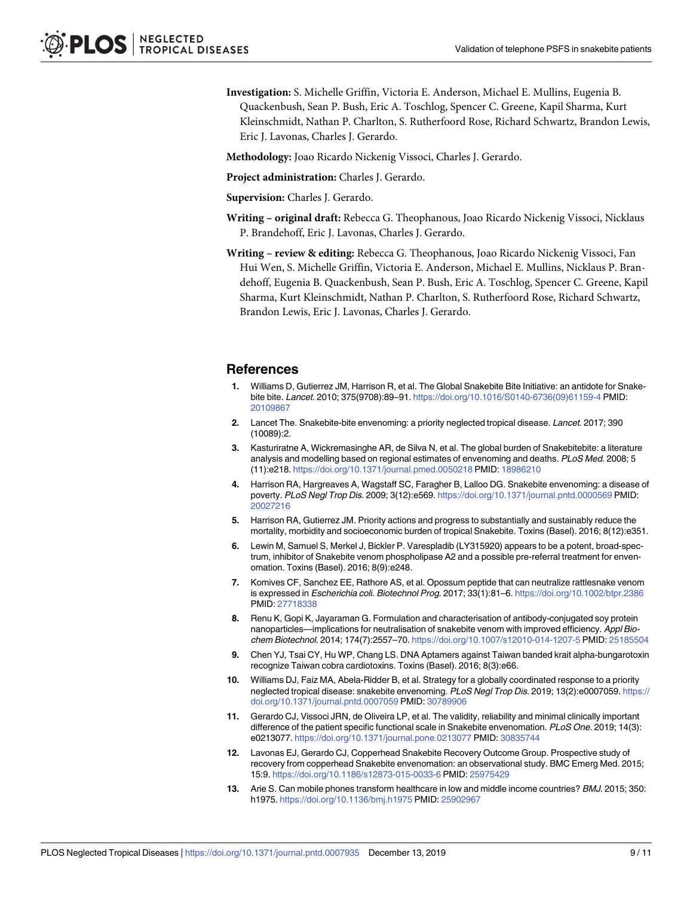**Investigation:** S. Michelle Griffin, Victoria E. Anderson, Michael E. Mullins, Eugenia B. Quackenbush, Sean P. Bush, Eric A. Toschlog, Spencer C. Greene, Kapil Sharma, Kurt Kleinschmidt, Nathan P. Charlton, S. Rutherfoord Rose, Richard Schwartz, Brandon Lewis, Eric J. Lavonas, Charles J. Gerardo.

**Methodology:** Joao Ricardo Nickenig Vissoci, Charles J. Gerardo.

**Project administration:** Charles J. Gerardo.

**Supervision:** Charles J. Gerardo.

**Writing – original draft:** Rebecca G. Theophanous, Joao Ricardo Nickenig Vissoci, Nicklaus P. Brandehoff, Eric J. Lavonas, Charles J. Gerardo.

**Writing – review & editing:** Rebecca G. Theophanous, Joao Ricardo Nickenig Vissoci, Fan Hui Wen, S. Michelle Griffin, Victoria E. Anderson, Michael E. Mullins, Nicklaus P. Brandehoff, Eugenia B. Quackenbush, Sean P. Bush, Eric A. Toschlog, Spencer C. Greene, Kapil Sharma, Kurt Kleinschmidt, Nathan P. Charlton, S. Rutherfoord Rose, Richard Schwartz, Brandon Lewis, Eric J. Lavonas, Charles J. Gerardo.

## References

1. Williams D, Gutierrez JM, Harrison R, et al. The Global Snakebite Bite Initiative: an antidote for Snakebite bite. *Lancet*. 2010; 375(9708):89–91. https://doi.org/10.1016/S0140-6736(09)61159-4 PMID: 20109867
2. Lancet The. Snakebite-bite envenoming: a priority neglected tropical disease. *Lancet*. 2017; 390 (10089):2.
3. Kasturiratne A, Wickremasinghe AR, de Silva N, et al. The global burden of Snakebitebite: a literature analysis and modelling based on regional estimates of envenoming and deaths. *PLoS Med*. 2008; 5 (11):e218. https://doi.org/10.1371/journal.pmed.0050218 PMID: 18986210
4. Harrison RA, Hargreaves A, Wagstaff SC, Faragher B, Lalloo DG. Snakebite envenoming: a disease of poverty. *PLoS Negl Trop Dis*. 2009; 3(12):e569. https://doi.org/10.1371/journal.pntd.0000569 PMID: 20027216
5. Harrison RA, Gutierrez JM. Priority actions and progress to substantially and sustainably reduce the mortality, morbidity and socioeconomic burden of tropical Snakebite. Toxins (Basel). 2016; 8(12):e351.
6. Lewin M, Samuel S, Merkel J, Bickler P. Varespladib (LY315920) appears to be a potent, broad-spectrum, inhibitor of Snakebite venom phospholipase A2 and a possible pre-referral treatment for envenomation. Toxins (Basel). 2016; 8(9):e248.
7. Komives CF, Sanchez EE, Rathore AS, et al. Opossum peptide that can neutralize rattlesnake venom is expressed in *Escherichia coli*. *Biotechnol Prog*. 2017; 33(1):81–6. https://doi.org/10.1002/btpr.2386 PMID: 27718338
8. Renu K, Gopi K, Jayaraman G. Formulation and characterisation of antibody-conjugated soy protein nanoparticles—implications for neutralisation of snakebite venom with improved efficiency. *Appl Biochem Biotechnol*. 2014; 174(7):2557–70. https://doi.org/10.1007/s12010-014-1207-5 PMID: 25185504
9. Chen YJ, Tsai CY, Hu WP, Chang LS. DNA Aptamers against Taiwan banded krait alpha-bungarotoxin recognize Taiwan cobra cardiotoxins. Toxins (Basel). 2016; 8(3):e66.
10. Williams DJ, Faiz MA, Abela-Ridder B, et al. Strategy for a globally coordinated response to a priority neglected tropical disease: snakebite envenoming. *PLoS Negl Trop Dis*. 2019; 13(2):e0007059. https://doi.org/10.1371/journal.pntd.0007059 PMID: 30789906
11. Gerardo CJ, Vissoci JRN, de Oliveira LP, et al. The validity, reliability and minimal clinically important difference of the patient specific functional scale in Snakebite envenomation. *PLoS One*. 2019; 14(3): e0213077. https://doi.org/10.1371/journal.pone.0213077 PMID: 30835744
12. Lavonas EJ, Gerardo CJ, Copperhead Snakebite Recovery Outcome Group. Prospective study of recovery from copperhead Snakebite envenomation: an observational study. BMC Emerg Med. 2015; 15:9. https://doi.org/10.1186/s12873-015-0033-6 PMID: 25975429
13. Arie S. Can mobile phones transform healthcare in low and middle income countries? *BMJ*. 2015; 350: h1975. https://doi.org/10.1136/bmj.h1975 PMID: 25902967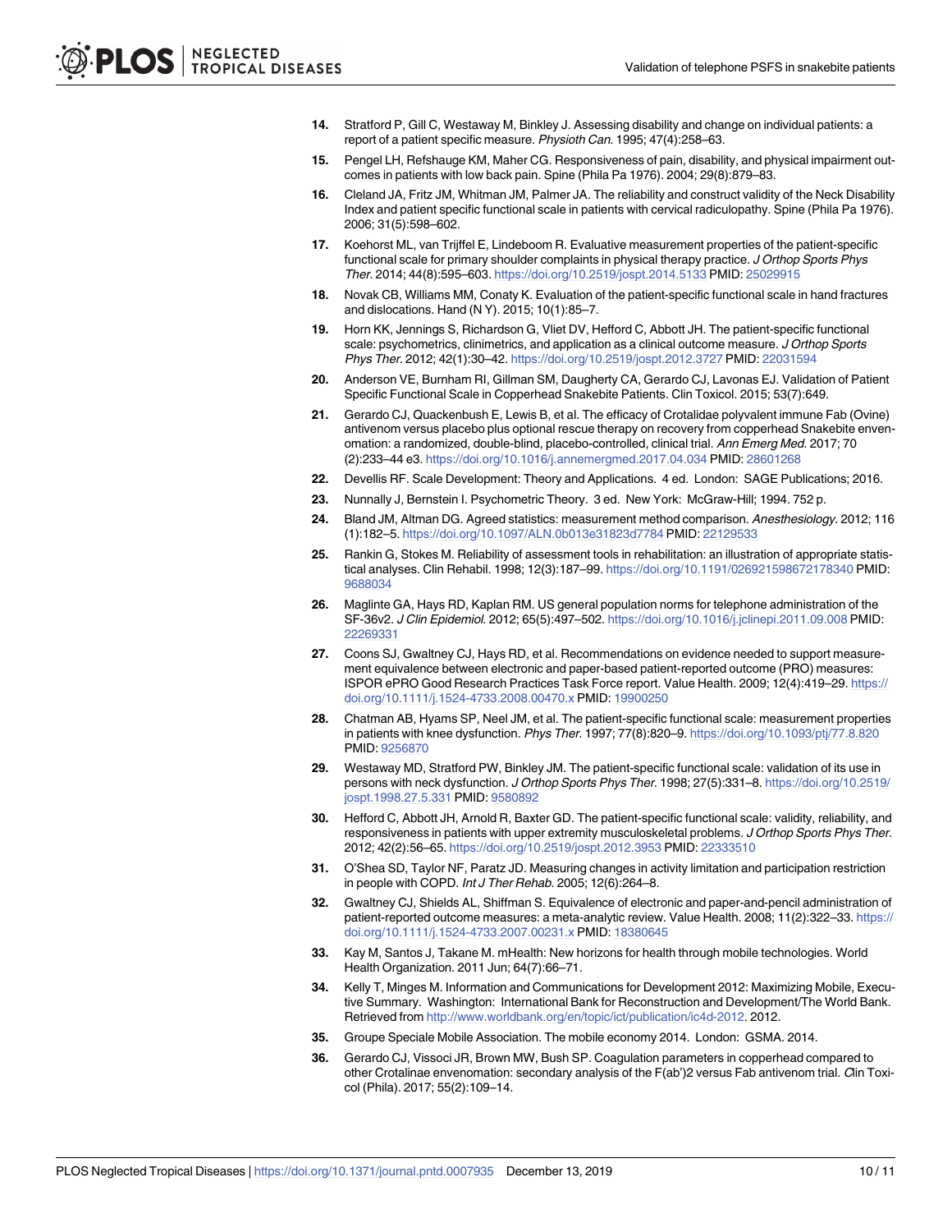14. Stratford P, Gill C, Westaway M, Binkley J. Assessing disability and change on individual patients: a report of a patient specific measure. *Physioth Can*. 1995; 47(4):258–63.

15. Pengel LH, Refshauge KM, Maher CG. Responsiveness of pain, disability, and physical impairment outcomes in patients with low back pain. Spine (Phila Pa 1976). 2004; 29(8):879–83.

16. Cleland JA, Fritz JM, Whitman JM, Palmer JA. The reliability and construct validity of the Neck Disability Index and patient specific functional scale in patients with cervical radiculopathy. Spine (Phila Pa 1976). 2006; 31(5):598–602.

17. Koehorst ML, van Trijffel E, Lindeboom R. Evaluative measurement properties of the patient-specific functional scale for primary shoulder complaints in physical therapy practice. *J Orthop Sports Phys Ther*. 2014; 44(8):595–603. https://doi.org/10.2519/jospt.2014.5133 PMID: 25029915

18. Novak CB, Williams MM, Conaty K. Evaluation of the patient-specific functional scale in hand fractures and dislocations. Hand (N Y). 2015; 10(1):85–7.

19. Horn KK, Jennings S, Richardson G, Vliet DV, Hefford C, Abbott JH. The patient-specific functional scale: psychometrics, clinimetrics, and application as a clinical outcome measure. *J Orthop Sports Phys Ther*. 2012; 42(1):30–42. https://doi.org/10.2519/jospt.2012.3727 PMID: 22031594

20. Anderson VE, Burnham RI, Gillman SM, Daugherty CA, Gerardo CJ, Lavonas EJ. Validation of Patient Specific Functional Scale in Copperhead Snakebite Patients. Clin Toxicol. 2015; 53(7):649.

21. Gerardo CJ, Quackenbush E, Lewis B, et al. The efficacy of Crotalidae polyvalent immune Fab (Ovine) antivenom versus placebo plus optional rescue therapy on recovery from copperhead Snakebite envenomation: a randomized, double-blind, placebo-controlled, clinical trial. *Ann Emerg Med*. 2017; 70 (2):233–44 e3. https://doi.org/10.1016/j.annemergmed.2017.04.034 PMID: 28601268

22. Devellis RF. Scale Development: Theory and Applications. 4 ed. London: SAGE Publications; 2016.

23. Nunnally J, Bernstein I. Psychometric Theory. 3 ed. New York: McGraw-Hill; 1994. 752 p.

24. Bland JM, Altman DG. Agreed statistics: measurement method comparison. *Anesthesiology*. 2012; 116 (1):182–5. https://doi.org/10.1097/ALN.0b013e31823d7784 PMID: 22129533

25. Rankin G, Stokes M. Reliability of assessment tools in rehabilitation: an illustration of appropriate statistical analyses. Clin Rehabil. 1998; 12(3):187–99. https://doi.org/10.1191/026921598672178340 PMID: 9688034

26. Maglinte GA, Hays RD, Kaplan RM. US general population norms for telephone administration of the SF-36v2. *J Clin Epidemiol*. 2012; 65(5):497–502. https://doi.org/10.1016/j.jclinepi.2011.09.008 PMID: 22269331

27. Coons SJ, Gwaltney CJ, Hays RD, et al. Recommendations on evidence needed to support measurement equivalence between electronic and paper-based patient-reported outcome (PRO) measures: ISPOR ePRO Good Research Practices Task Force report. Value Health. 2009; 12(4):419–29. https://doi.org/10.1111/j.1524-4733.2008.00470.x PMID: 19900250

28. Chatman AB, Hyams SP, Neel JM, et al. The patient-specific functional scale: measurement properties in patients with knee dysfunction. *Phys Ther*. 1997; 77(8):820–9. https://doi.org/10.1093/ptj/77.8.820 PMID: 9256870

29. Westaway MD, Stratford PW, Binkley JM. The patient-specific functional scale: validation of its use in persons with neck dysfunction. *J Orthop Sports Phys Ther*. 1998; 27(5):331–8. https://doi.org/10.2519/jospt.1998.27.5.331 PMID: 9580892

30. Hefford C, Abbott JH, Arnold R, Baxter GD. The patient-specific functional scale: validity, reliability, and responsiveness in patients with upper extremity musculoskeletal problems. *J Orthop Sports Phys Ther*. 2012; 42(2):56–65. https://doi.org/10.2519/jospt.2012.3953 PMID: 22333510

31. O'Shea SD, Taylor NF, Paratz JD. Measuring changes in activity limitation and participation restriction in people with COPD. *Int J Ther Rehab*. 2005; 12(6):264–8.

32. Gwaltney CJ, Shields AL, Shiffman S. Equivalence of electronic and paper-and-pencil administration of patient-reported outcome measures: a meta-analytic review. Value Health. 2008; 11(2):322–33. https://doi.org/10.1111/j.1524-4733.2007.00231.x PMID: 18380645

33. Kay M, Santos J, Takane M. mHealth: New horizons for health through mobile technologies. World Health Organization. 2011 Jun; 64(7):66–71.

34. Kelly T, Minges M. Information and Communications for Development 2012: Maximizing Mobile, Executive Summary. Washington: International Bank for Reconstruction and Development/The World Bank. Retrieved from http://www.worldbank.org/en/topic/ict/publication/ic4d-2012. 2012.

35. Groupe Speciale Mobile Association. The mobile economy 2014. London: GSMA. 2014.

36. Gerardo CJ, Vissoci JR, Brown MW, Bush SP. Coagulation parameters in copperhead compared to other Crotalinae envenomation: secondary analysis of the F(ab')2 versus Fab antivenom trial. *C*lin Toxicol (Phila). 2017; 55(2):109–14.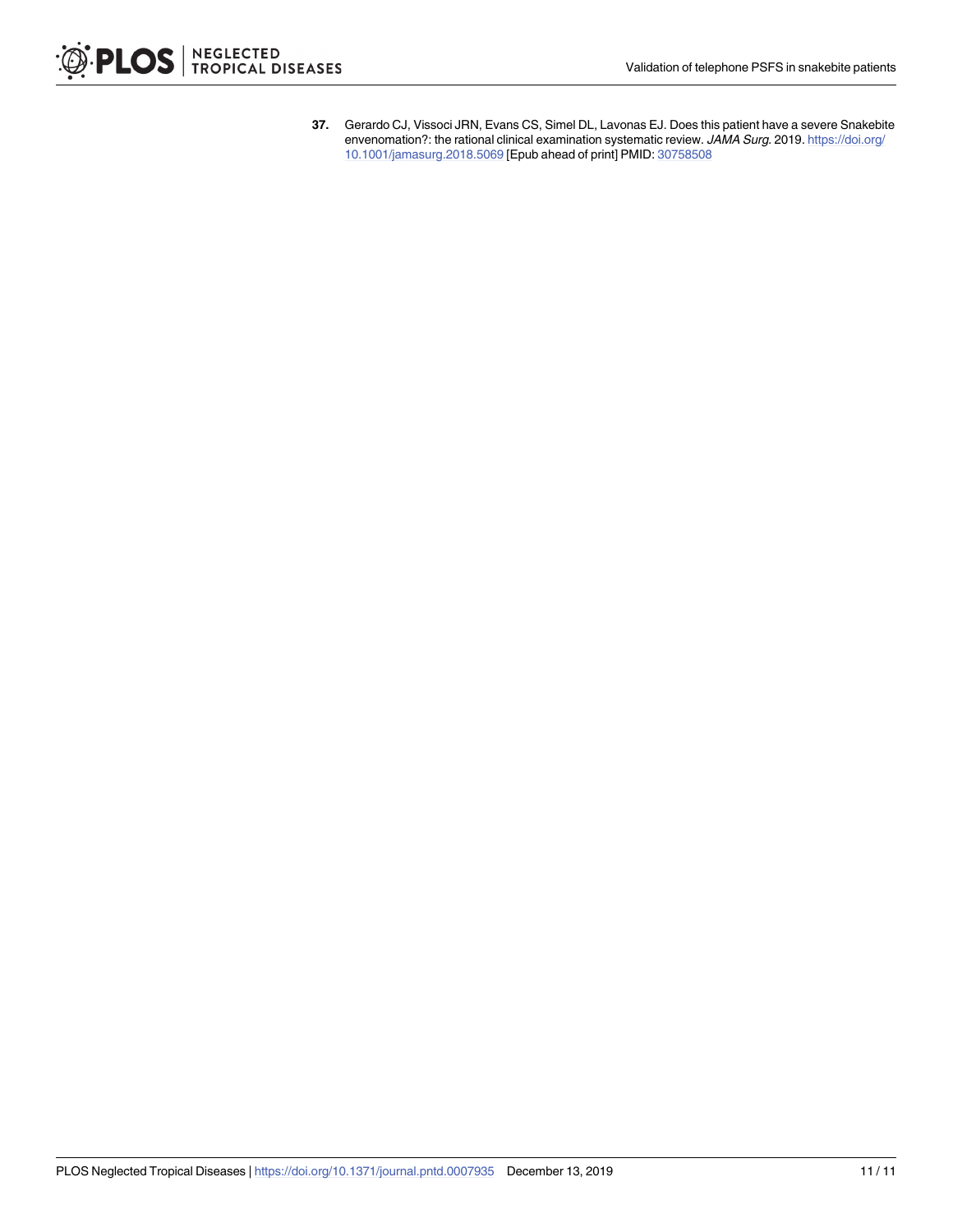37. Gerardo CJ, Vissoci JRN, Evans CS, Simel DL, Lavonas EJ. Does this patient have a severe Snakebite envenomation?: the rational clinical examination systematic review. *JAMA Surg*. 2019. https://doi.org/10.1001/jamasurg.2018.5069 [Epub ahead of print] PMID: 30758508